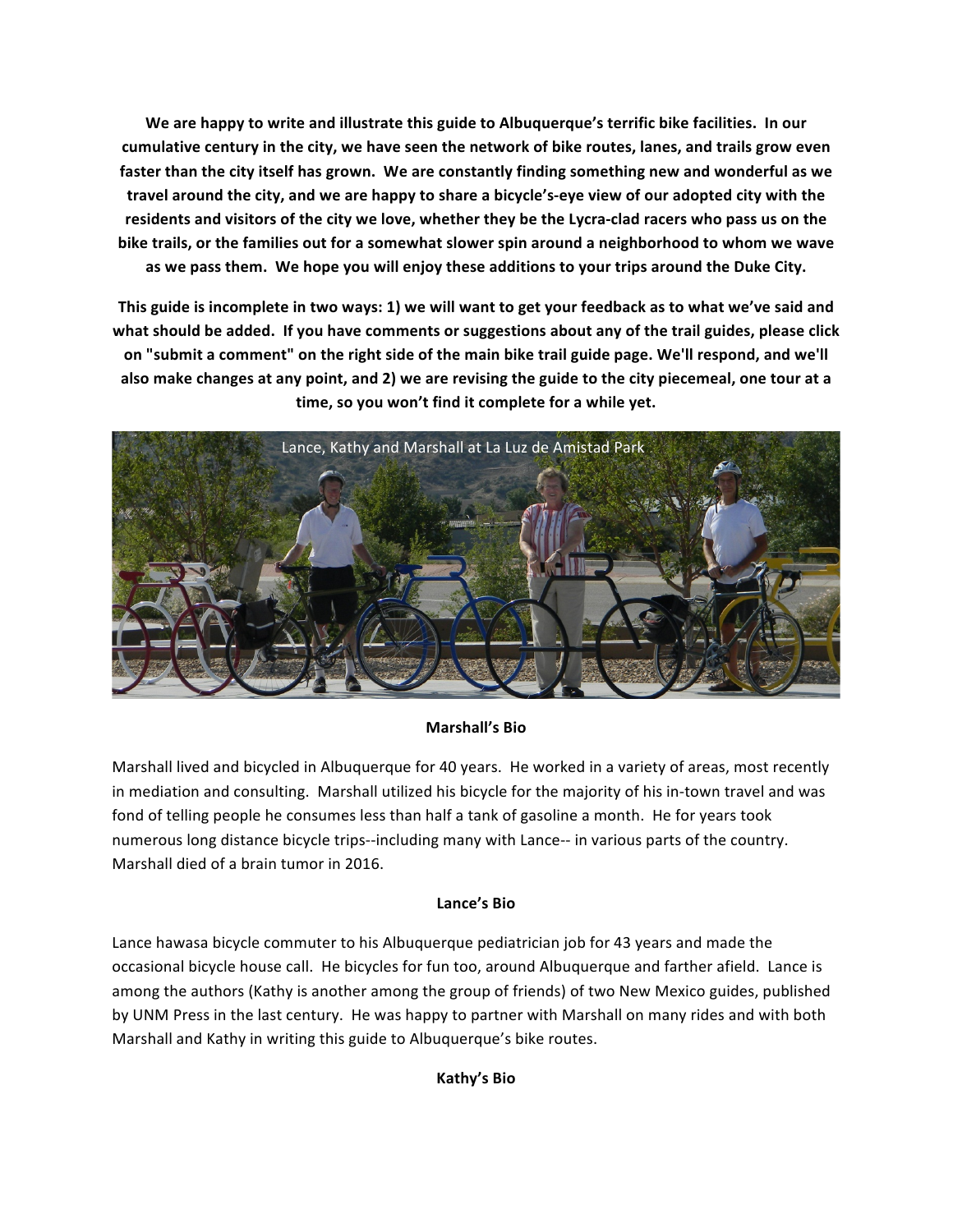**We are happy to write and illustrate this guide to Albuquerque's terrific bike facilities. In our cumulative century in the city, we have seen the network of bike routes, lanes, and trails grow even faster than the city itself has grown. We are constantly finding something new and wonderful as we travel around the city, and we are happy to share a bicycle's-eye view of our adopted city with the residents and visitors of the city we love, whether they be the Lycra-clad racers who pass us on the bike trails, or the families out for a somewhat slower spin around a neighborhood to whom we wave as we pass them. We hope you will enjoy these additions to your trips around the Duke City.**

**This guide is incomplete in two ways: 1) we will want to get your feedback as to what we've said and what should be added. If you have comments or suggestions about any of the trail guides, please click on "submit a comment" on the right side of the main bike trail guide page. We'll respond, and we'll also make changes at any point, and 2) we are revising the guide to the city piecemeal, one tour at a time, so you won't find it complete for a while yet.**

Lance, Kathy and Marshall at La Luz de Amistad Park

### Marshall's Bio

Marshall lived and bicycled in Albuquerque for 40 years. He worked in a variety of areas, most recently in mediation and consulting. Marshall utilized his bicycle for the majority of his in-town travel and was fond of telling people he consumes less than half a tank of gasoline a month. He for years took numerous long distance bicycle trips--including many with Lance-- in various parts of the country. Marshall died of a brain tumor in 2016.

### Lance's Bio

Lance hawasa bicycle commuter to his Albuquerque pediatrician job for 43 years and made the occasional bicycle house call. He bicycles for fun too, around Albuquerque and farther afield. Lance is among the authors (Kathy is another among the group of friends) of two New Mexico guides, published by UNM Press in the last century. He was happy to partner with Marshall on many rides and with both Marshall and Kathy in writing this guide to Albuquerque's bike routes.

### Kathy's Bio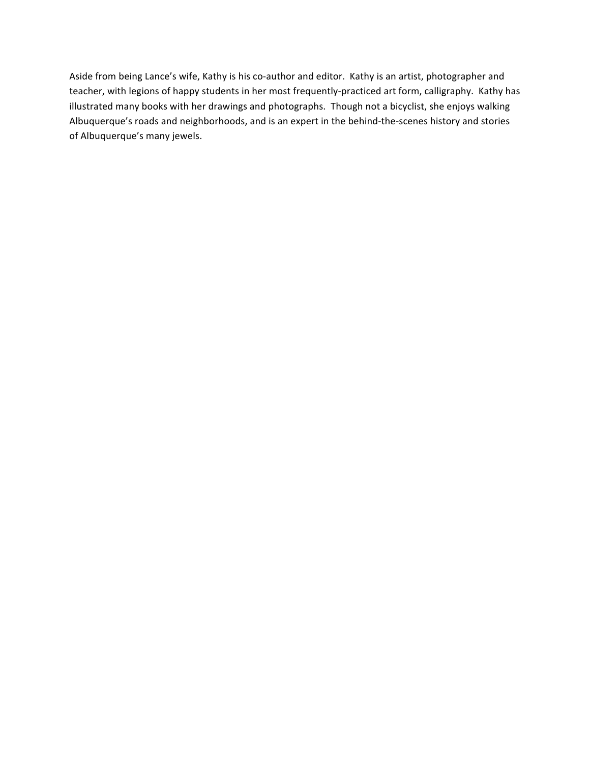Aside from being Lance's wife, Kathy is his co-author and editor. Kathy is an artist, photographer and teacher, with legions of happy students in her most frequently-practiced art form, calligraphy. Kathy has illustrated many books with her drawings and photographs. Though not a bicyclist, she enjoys walking Albuquerque's roads and neighborhoods, and is an expert in the behind-the-scenes history and stories of Albuquerque's many jewels.